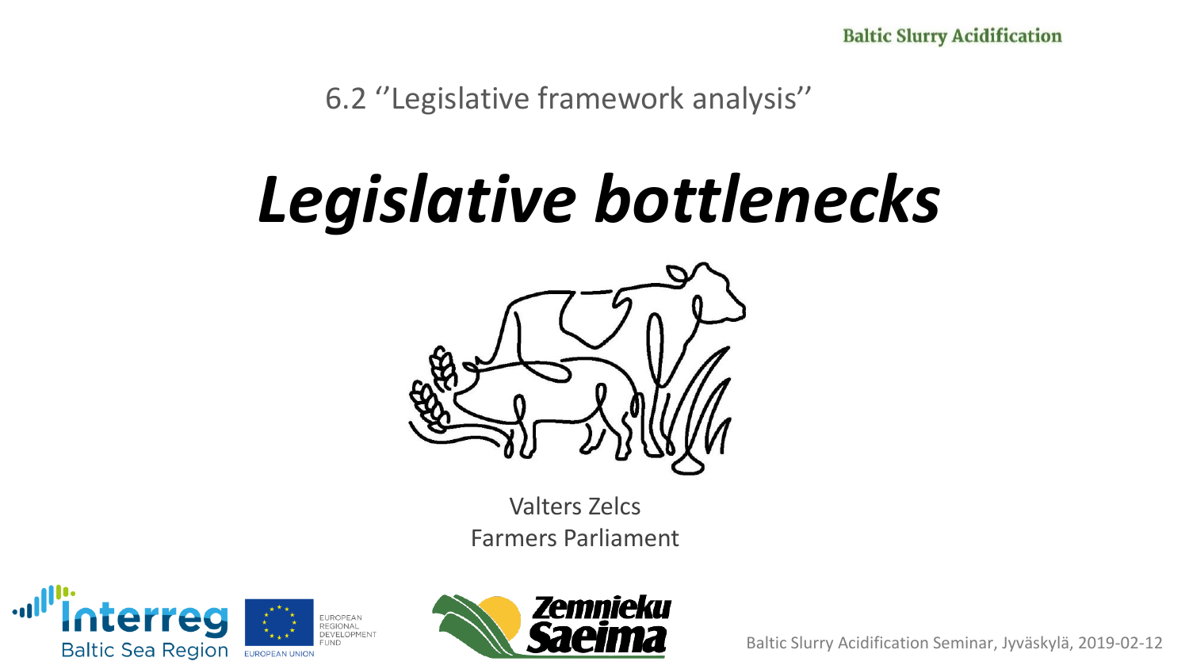6.2 ''Legislative framework analysis''

# *Legislative bottlenecks*

Valters Zelcs
Farmers Parliament

Baltic Slurry Acidification Seminar, Jyväskylä, 2019-02-12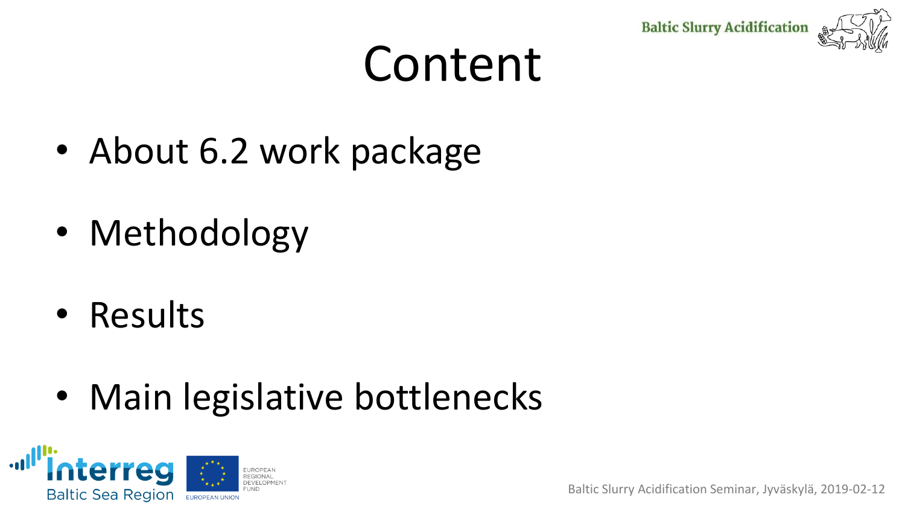# Content

- About 6.2 work package
- Methodology
- Results
- Main legislative bottlenecks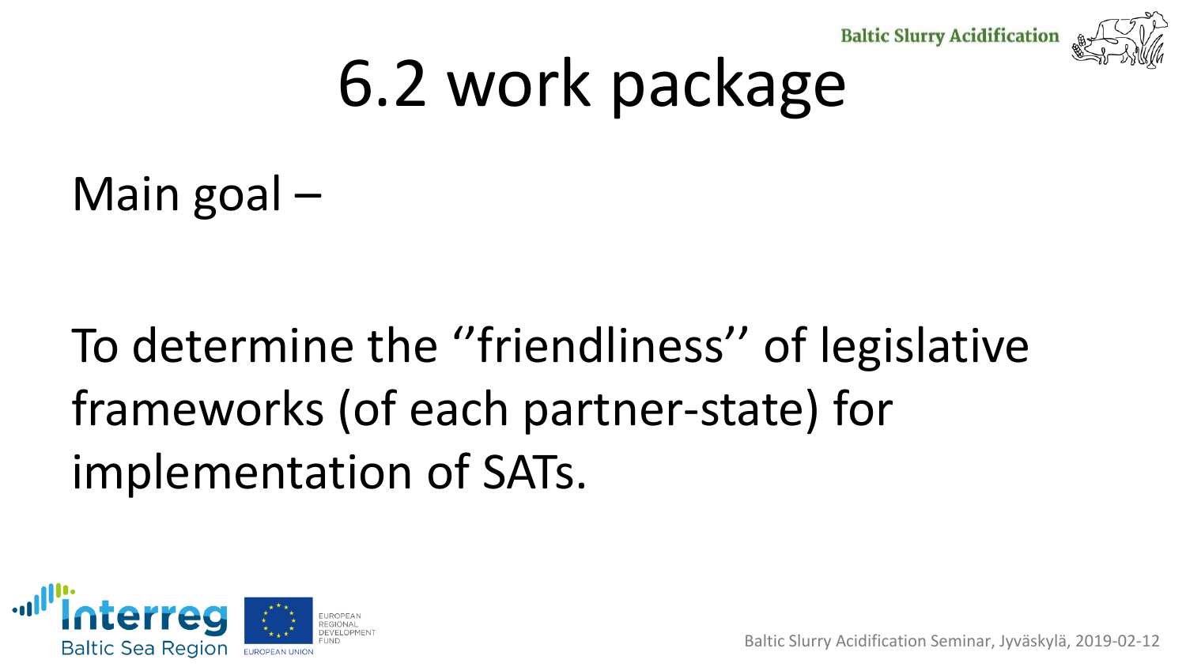# 6.2 work package

Main goal –

To determine the ''friendliness'' of legislative frameworks (of each partner-state) for implementation of SATs.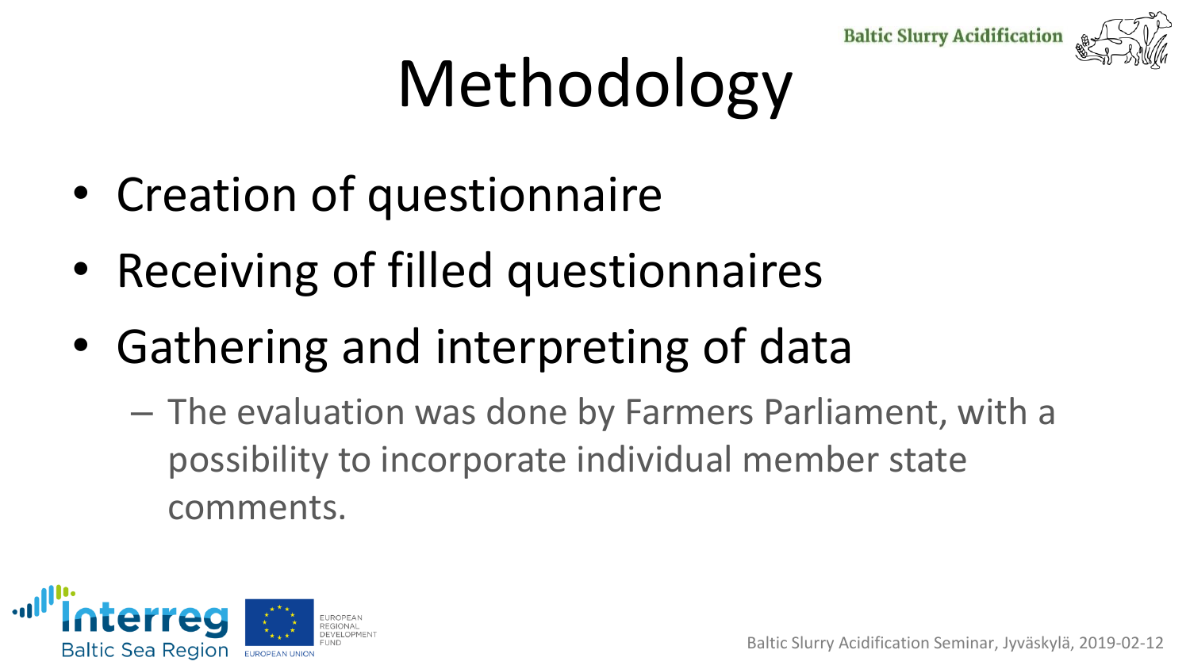# Methodology

- Creation of questionnaire
- Receiving of filled questionnaires
- Gathering and interpreting of data
  - The evaluation was done by Farmers Parliament, with a possibility to incorporate individual member state comments.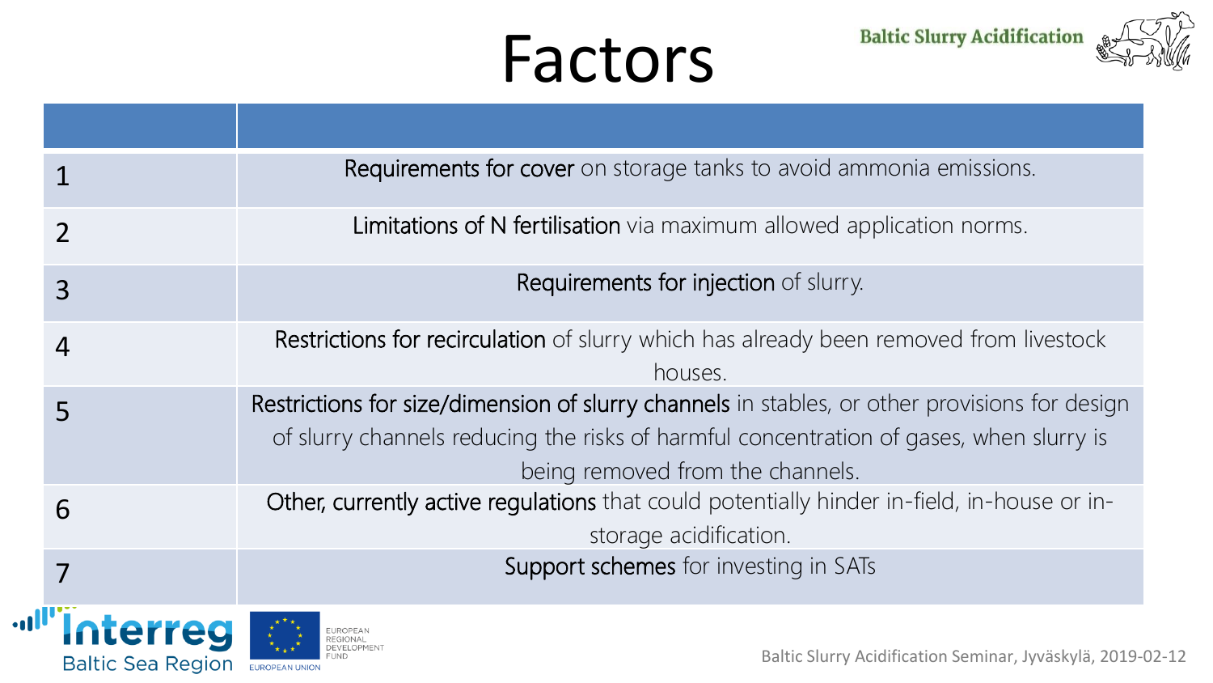# Factors

| | |
|---|---|
| 1 | **Requirements for cover** on storage tanks to avoid ammonia emissions. |
| 2 | **Limitations of N fertilisation** via maximum allowed application norms. |
| 3 | **Requirements for injection** of slurry. |
| 4 | **Restrictions for recirculation** of slurry which has already been removed from livestock houses. |
| 5 | **Restrictions for size/dimension of slurry channels** in stables, or other provisions for design of slurry channels reducing the risks of harmful concentration of gases, when slurry is being removed from the channels. |
| 6 | **Other, currently active regulations** that could potentially hinder in-field, in-house or in-storage acidification. |
| 7 | **Support schemes** for investing in SATs |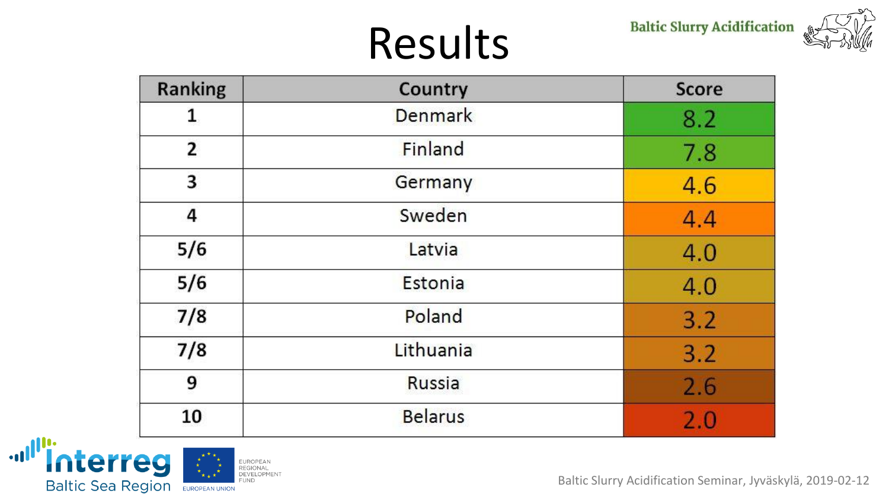# Results

| Ranking | Country | Score |
| --- | --- | --- |
| 1 | Denmark | 8.2 |
| 2 | Finland | 7.8 |
| 3 | Germany | 4.6 |
| 4 | Sweden | 4.4 |
| 5/6 | Latvia | 4.0 |
| 5/6 | Estonia | 4.0 |
| 7/8 | Poland | 3.2 |
| 7/8 | Lithuania | 3.2 |
| 9 | Russia | 2.6 |
| 10 | Belarus | 2.0 |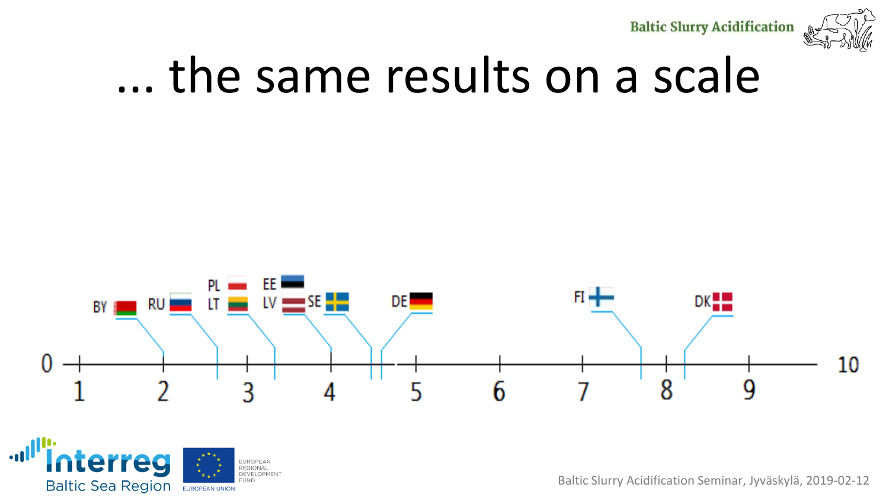# ... the same results on a scale

BY RU PL LT EE LV SE DE FI DK

0 1 2 3 4 5 6 7 8 9 10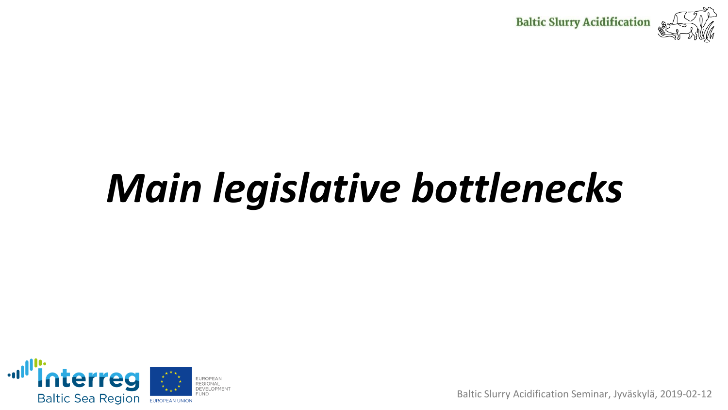# *Main legislative bottlenecks*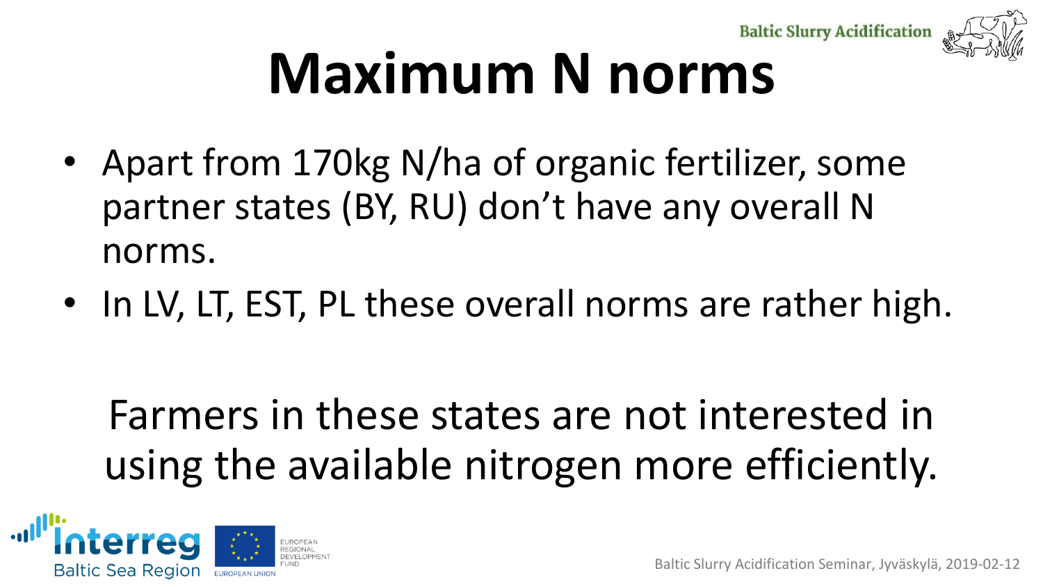# Maximum N norms

- Apart from 170kg N/ha of organic fertilizer, some partner states (BY, RU) don't have any overall N norms.
- In LV, LT, EST, PL these overall norms are rather high.

Farmers in these states are not interested in using the available nitrogen more efficiently.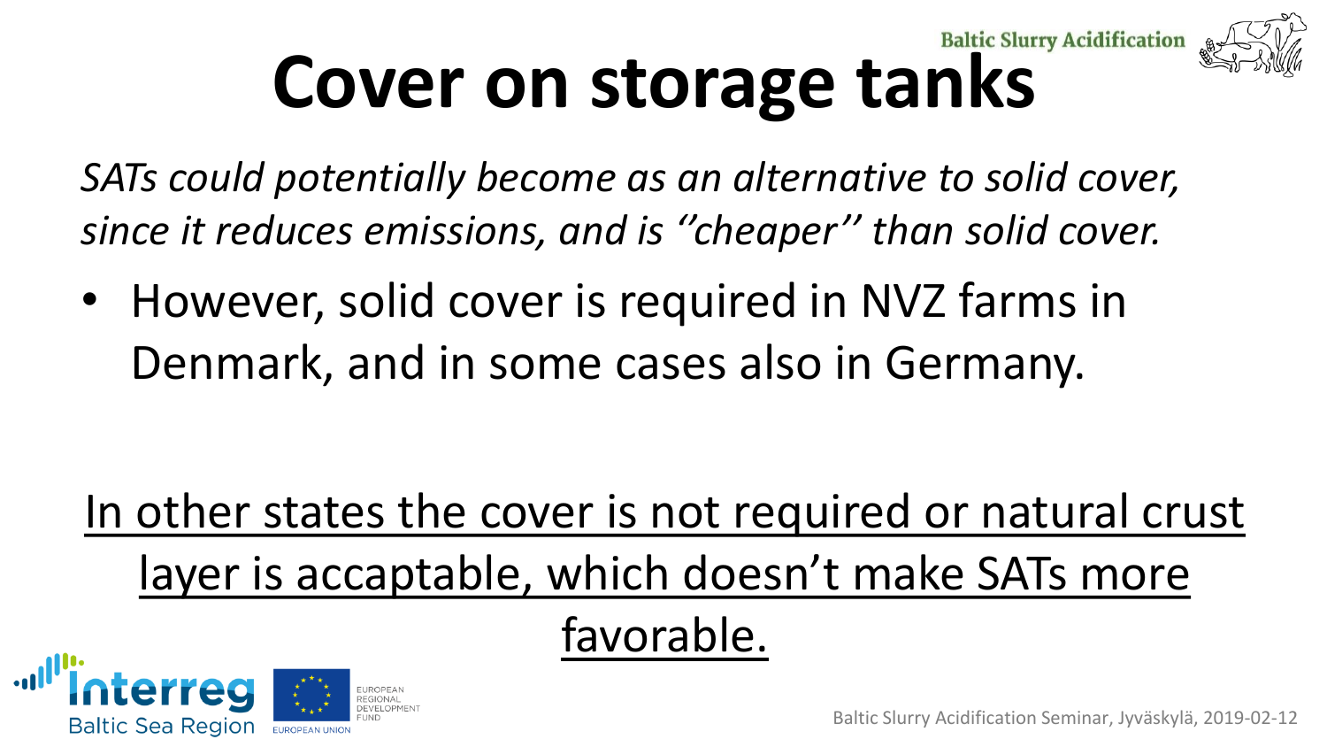# Cover on storage tanks

*SATs could potentially become as an alternative to solid cover, since it reduces emissions, and is ''cheaper'' than solid cover.*

- However, solid cover is required in NVZ farms in Denmark, and in some cases also in Germany.

<u>In other states the cover is not required or natural crust layer is accaptable, which doesn't make SATs more favorable.</u>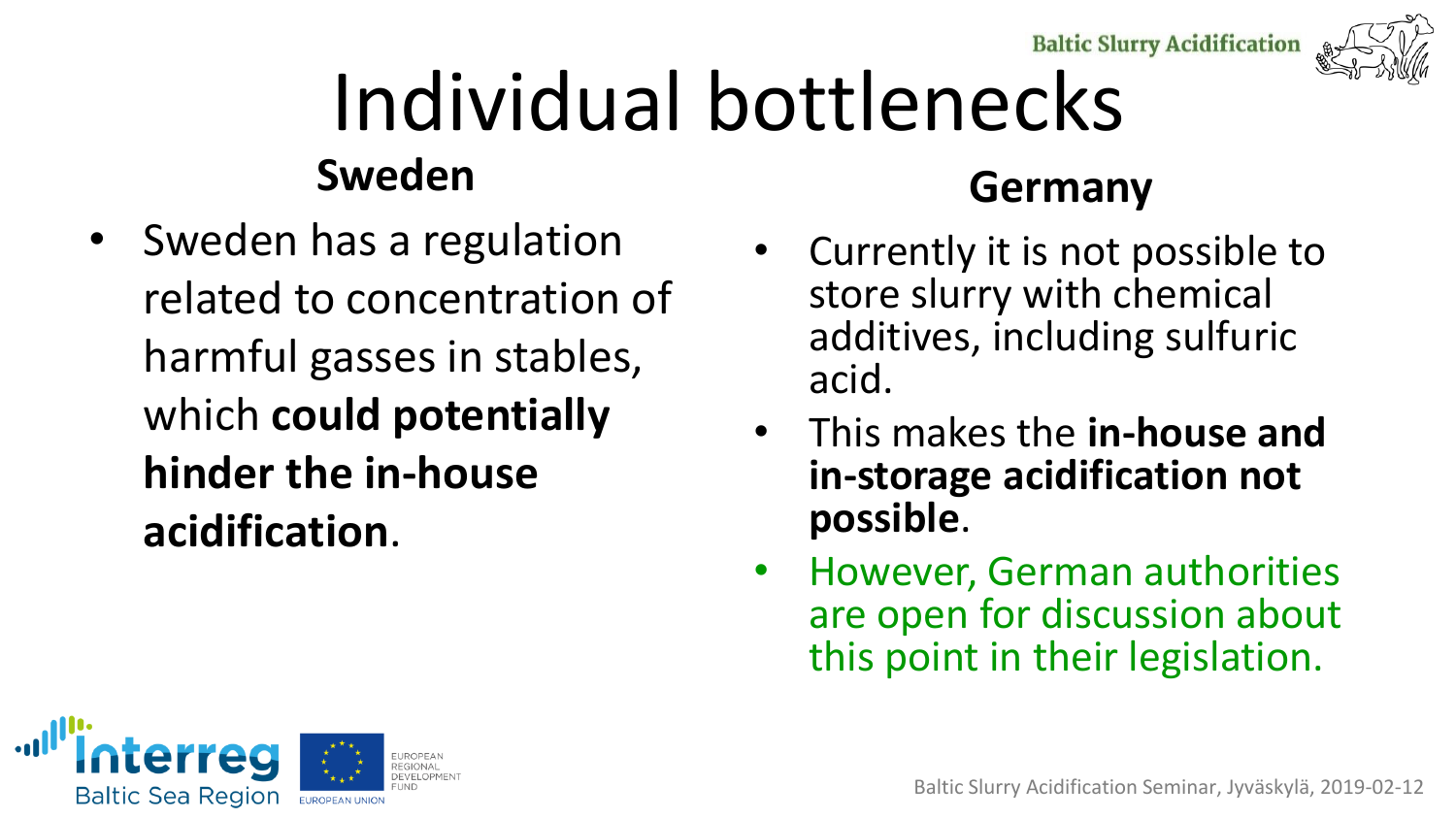# Individual bottlenecks

## Sweden

- Sweden has a regulation related to concentration of harmful gasses in stables, which **could potentially hinder the in-house acidification**.

## Germany

- Currently it is not possible to store slurry with chemical additives, including sulfuric acid.
- This makes the **in-house and in-storage acidification not possible**.
- However, German authorities are open for discussion about this point in their legislation.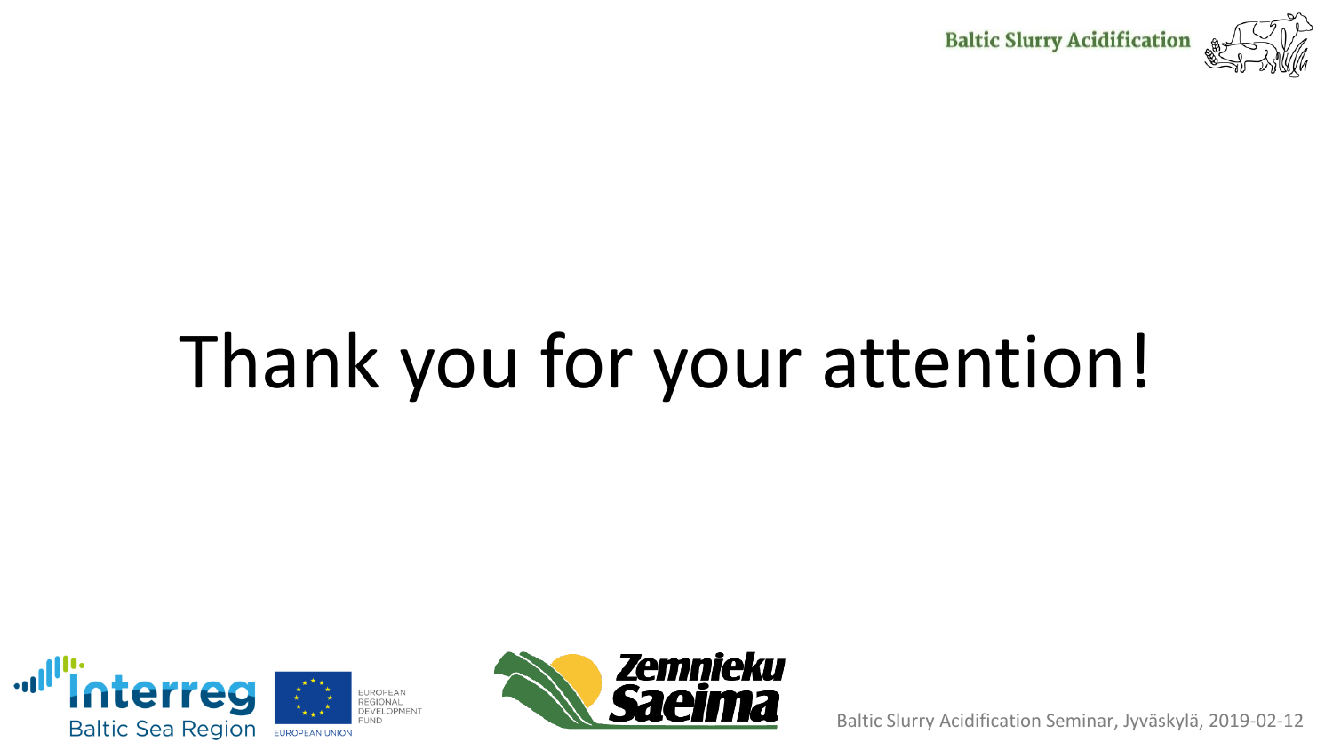# Thank you for your attention!